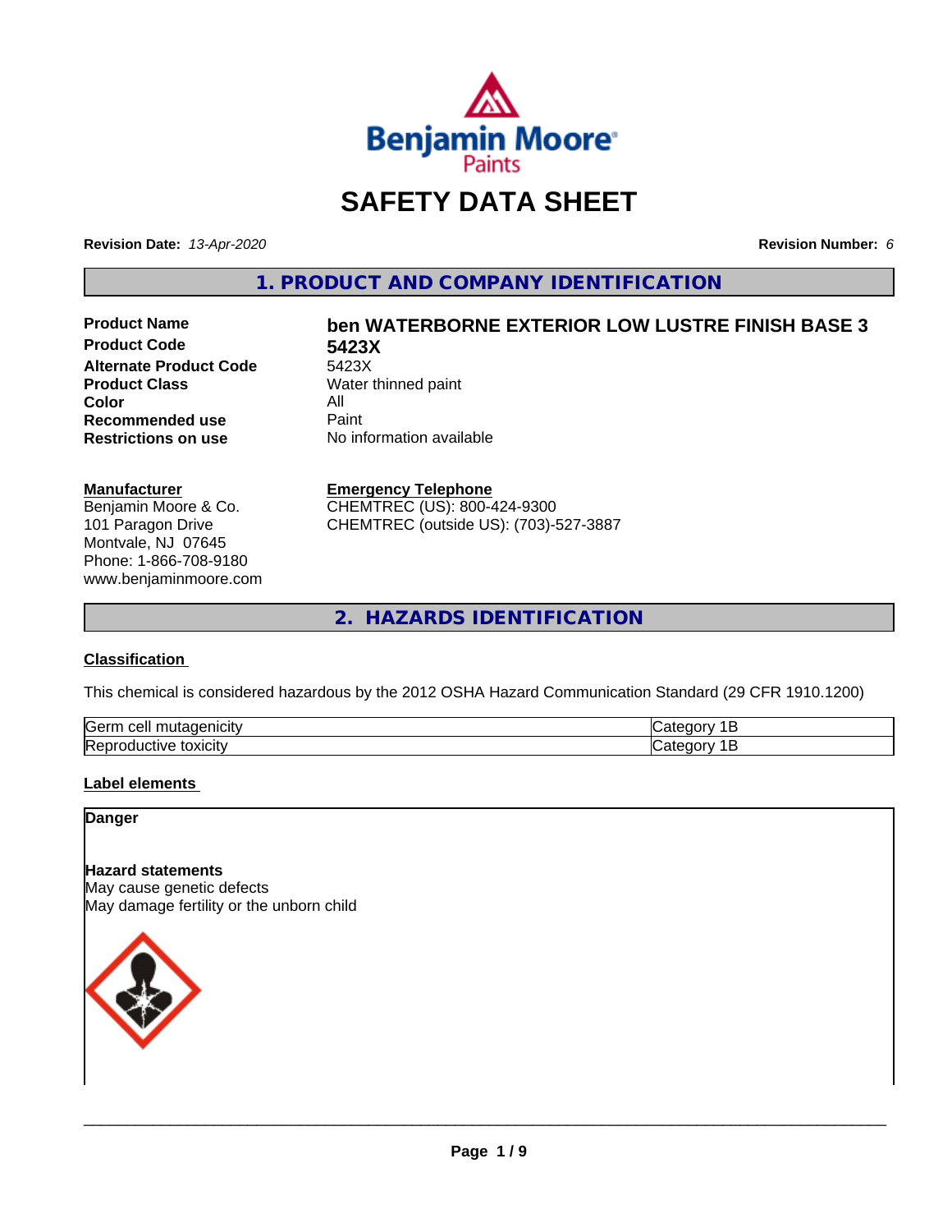# SAFETY DATA SHEET

**Revision Date:** *13-Apr-2020* **Revision Number:** *6*

## 1. PRODUCT AND COMPANY IDENTIFICATION

| | |
|---|---|
| **Product Name** | **ben WATERBORNE EXTERIOR LOW LUSTRE FINISH BASE 3** |
| **Product Code** | **5423X** |
| **Alternate Product Code** | 5423X |
| **Product Class** | Water thinned paint |
| **Color** | All |
| **Recommended use** | Paint |
| **Restrictions on use** | No information available |

**Manufacturer**
Benjamin Moore & Co.
101 Paragon Drive
Montvale, NJ 07645
Phone: 1-866-708-9180
www.benjaminmoore.com

**Emergency Telephone**
CHEMTREC (US): 800-424-9300
CHEMTREC (outside US): (703)-527-3887

## 2. HAZARDS IDENTIFICATION

**Classification**

This chemical is considered hazardous by the 2012 OSHA Hazard Communication Standard (29 CFR 1910.1200)

| | |
|---|---|
| Germ cell mutagenicity | Category 1B |
| Reproductive toxicity | Category 1B |

**Label elements**

**Danger**

**Hazard statements**
May cause genetic defects
May damage fertility or the unborn child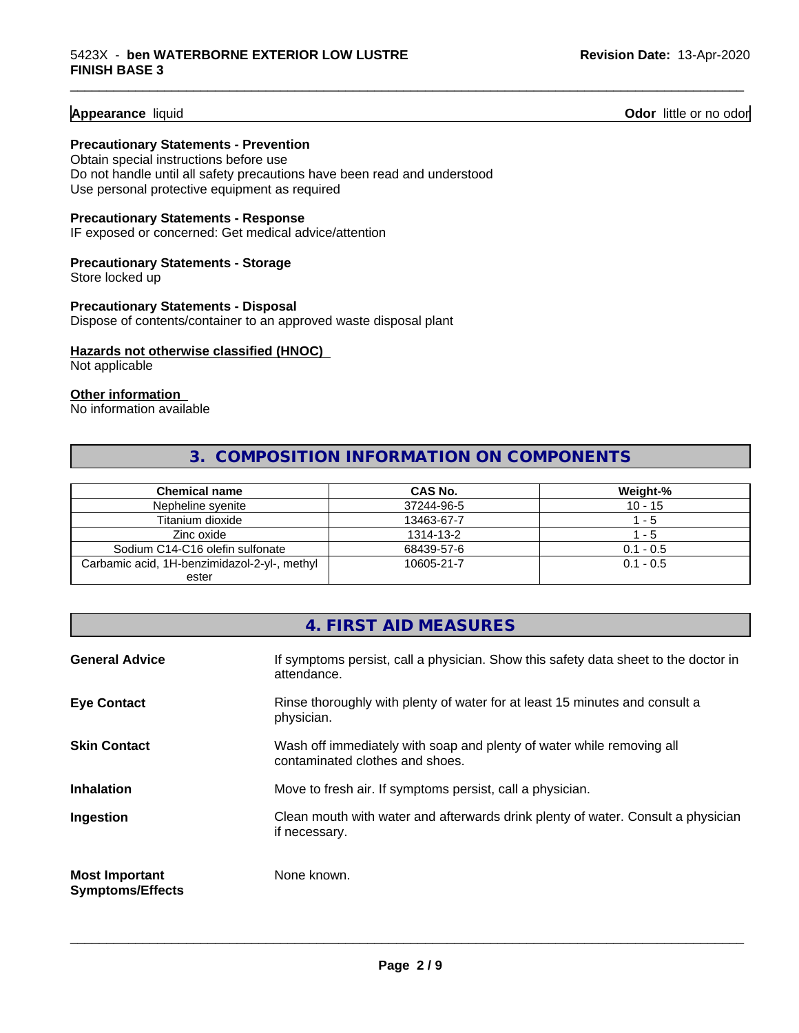**Appearance** liquid **Odor** little or no odor

**Precautionary Statements - Prevention**

Obtain special instructions before use
Do not handle until all safety precautions have been read and understood
Use personal protective equipment as required

**Precautionary Statements - Response**

IF exposed or concerned: Get medical advice/attention

**Precautionary Statements - Storage**

Store locked up

**Precautionary Statements - Disposal**

Dispose of contents/container to an approved waste disposal plant

**Hazards not otherwise classified (HNOC)**

Not applicable

**Other information**

No information available

## 3. COMPOSITION INFORMATION ON COMPONENTS

| Chemical name | CAS No. | Weight-% |
|---|---|---|
| Nepheline syenite | 37244-96-5 | 10 - 15 |
| Titanium dioxide | 13463-67-7 | 1 - 5 |
| Zinc oxide | 1314-13-2 | 1 - 5 |
| Sodium C14-C16 olefin sulfonate | 68439-57-6 | 0.1 - 0.5 |
| Carbamic acid, 1H-benzimidazol-2-yl-, methyl ester | 10605-21-7 | 0.1 - 0.5 |

## 4. FIRST AID MEASURES

**General Advice** If symptoms persist, call a physician. Show this safety data sheet to the doctor in attendance.

**Eye Contact** Rinse thoroughly with plenty of water for at least 15 minutes and consult a physician.

**Skin Contact** Wash off immediately with soap and plenty of water while removing all contaminated clothes and shoes.

**Inhalation** Move to fresh air. If symptoms persist, call a physician.

**Ingestion** Clean mouth with water and afterwards drink plenty of water. Consult a physician if necessary.

**Most Important Symptoms/Effects** None known.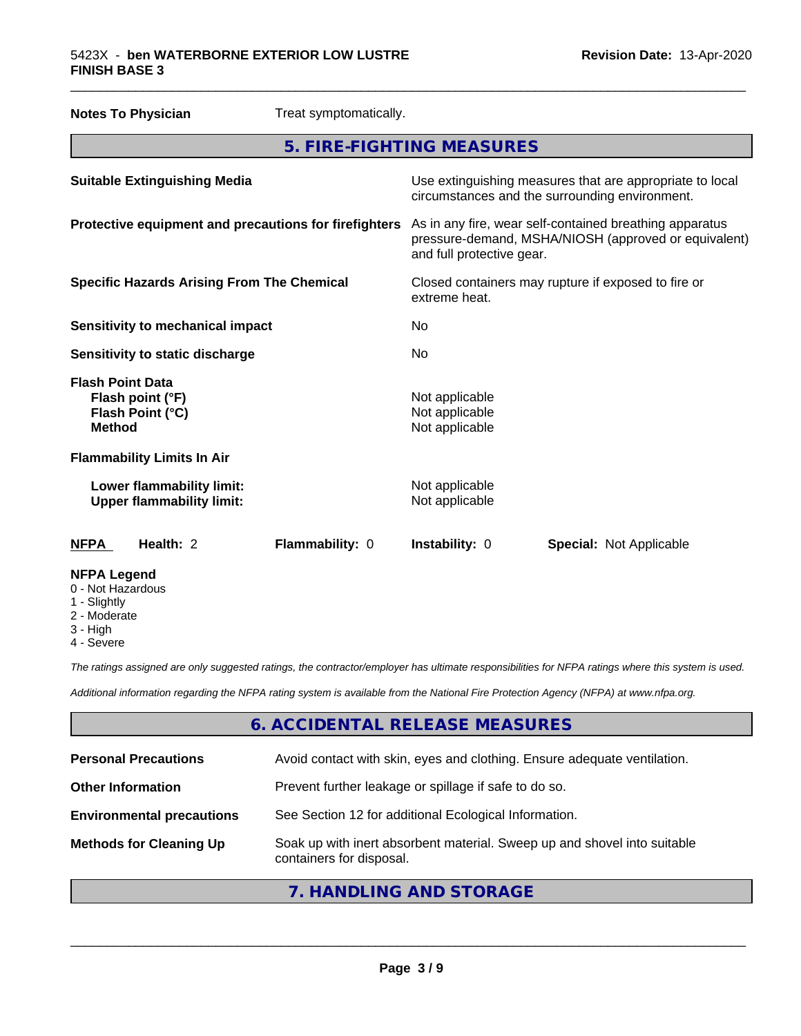**Notes To Physician** Treat symptomatically.

## 5. FIRE-FIGHTING MEASURES

| | |
|---|---|
| **Suitable Extinguishing Media** | Use extinguishing measures that are appropriate to local circumstances and the surrounding environment. |
| **Protective equipment and precautions for firefighters** | As in any fire, wear self-contained breathing apparatus pressure-demand, MSHA/NIOSH (approved or equivalent) and full protective gear. |
| **Specific Hazards Arising From The Chemical** | Closed containers may rupture if exposed to fire or extreme heat. |
| **Sensitivity to mechanical impact** | No |
| **Sensitivity to static discharge** | No |

**Flash Point Data**

| | |
|---|---|
| **Flash point (°F)** | Not applicable |
| **Flash Point (°C)** | Not applicable |
| **Method** | Not applicable |

**Flammability Limits In Air**

| | |
|---|---|
| **Lower flammability limit:** | Not applicable |
| **Upper flammability limit:** | Not applicable |

| **NFPA** | **Health:** 2 | **Flammability:** 0 | **Instability:** 0 | **Special:** Not Applicable |
|---|---|---|---|---|

**NFPA Legend**
- 0 - Not Hazardous
- 1 - Slightly
- 2 - Moderate
- 3 - High
- 4 - Severe

*The ratings assigned are only suggested ratings, the contractor/employer has ultimate responsibilities for NFPA ratings where this system is used.*

*Additional information regarding the NFPA rating system is available from the National Fire Protection Agency (NFPA) at www.nfpa.org.*

## 6. ACCIDENTAL RELEASE MEASURES

| | |
|---|---|
| **Personal Precautions** | Avoid contact with skin, eyes and clothing. Ensure adequate ventilation. |
| **Other Information** | Prevent further leakage or spillage if safe to do so. |
| **Environmental precautions** | See Section 12 for additional Ecological Information. |
| **Methods for Cleaning Up** | Soak up with inert absorbent material. Sweep up and shovel into suitable containers for disposal. |

## 7. HANDLING AND STORAGE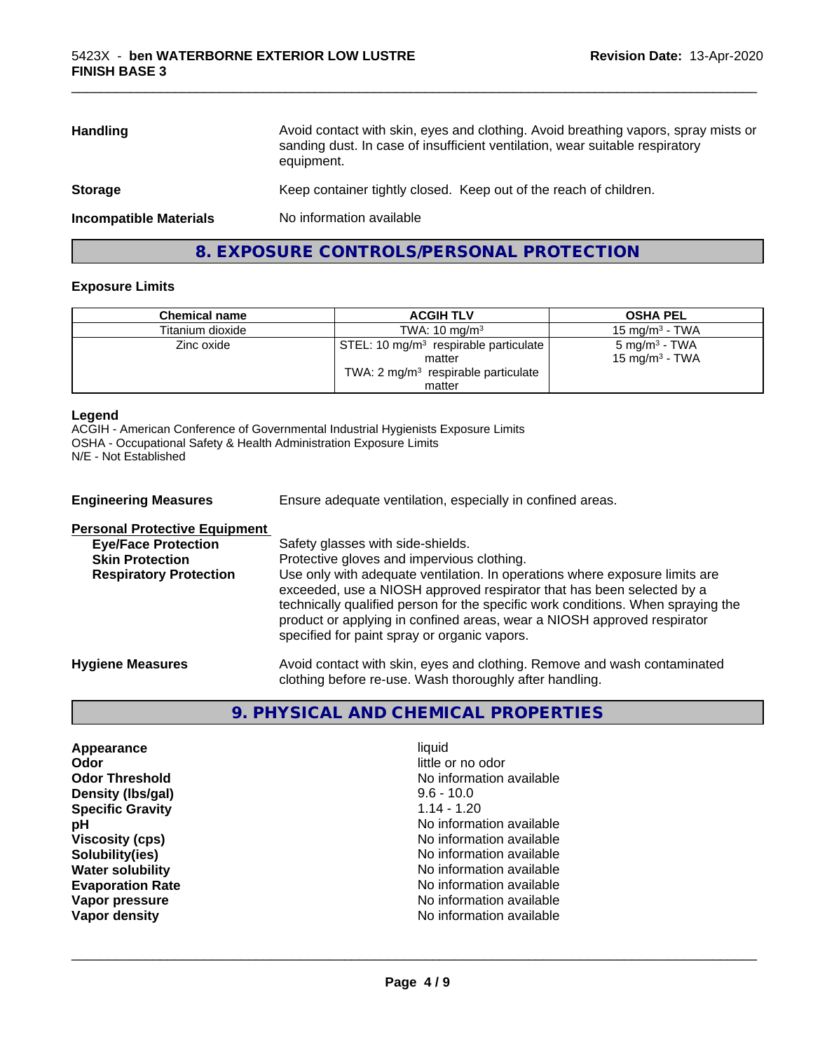| | |
|---|---|
| **Handling** | Avoid contact with skin, eyes and clothing. Avoid breathing vapors, spray mists or sanding dust. In case of insufficient ventilation, wear suitable respiratory equipment. |
| **Storage** | Keep container tightly closed. Keep out of the reach of children. |
| **Incompatible Materials** | No information available |

## 8. EXPOSURE CONTROLS/PERSONAL PROTECTION

### Exposure Limits

| Chemical name | ACGIH TLV | OSHA PEL |
|---|---|---|
| Titanium dioxide | TWA: 10 mg/m$^3$ | 15 mg/m$^3$ - TWA |
| Zinc oxide | STEL: 10 mg/m$^3$ respirable particulate matter<br>TWA: 2 mg/m$^3$ respirable particulate matter | 5 mg/m$^3$ - TWA<br>15 mg/m$^3$ - TWA |

**Legend**
ACGIH - American Conference of Governmental Industrial Hygienists Exposure Limits
OSHA - Occupational Safety & Health Administration Exposure Limits
N/E - Not Established

**Engineering Measures** Ensure adequate ventilation, especially in confined areas.

**Personal Protective Equipment**

**Eye/Face Protection** Safety glasses with side-shields.

**Skin Protection** Protective gloves and impervious clothing.

**Respiratory Protection** Use only with adequate ventilation. In operations where exposure limits are exceeded, use a NIOSH approved respirator that has been selected by a technically qualified person for the specific work conditions. When spraying the product or applying in confined areas, wear a NIOSH approved respirator specified for paint spray or organic vapors.

**Hygiene Measures** Avoid contact with skin, eyes and clothing. Remove and wash contaminated clothing before re-use. Wash thoroughly after handling.

## 9. PHYSICAL AND CHEMICAL PROPERTIES

| | |
|---|---|
| **Appearance** | liquid |
| **Odor** | little or no odor |
| **Odor Threshold** | No information available |
| **Density (lbs/gal)** | 9.6 - 10.0 |
| **Specific Gravity** | 1.14 - 1.20 |
| **pH** | No information available |
| **Viscosity (cps)** | No information available |
| **Solubility(ies)** | No information available |
| **Water solubility** | No information available |
| **Evaporation Rate** | No information available |
| **Vapor pressure** | No information available |
| **Vapor density** | No information available |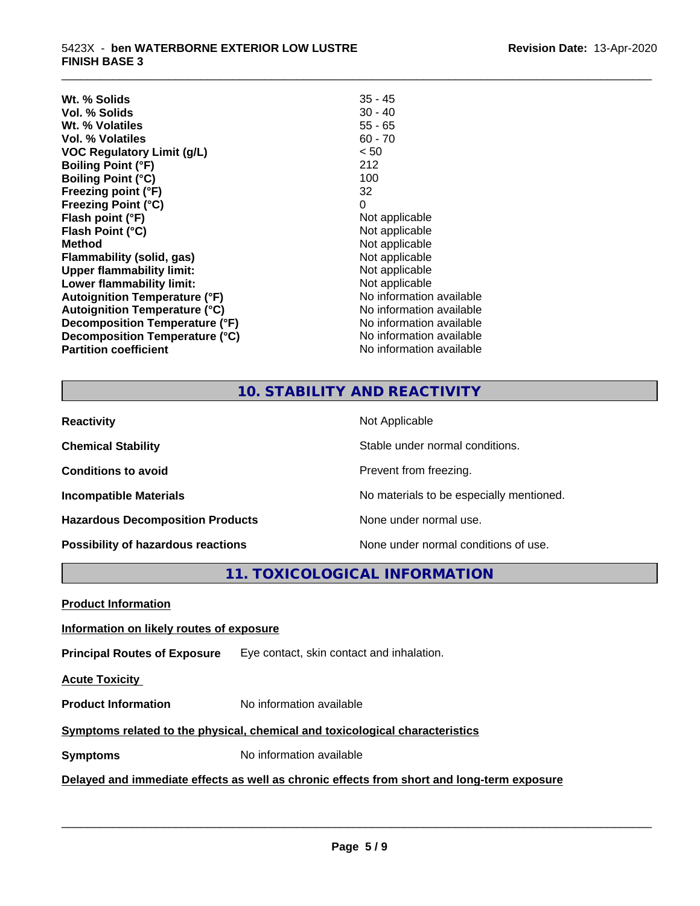| | |
|---|---|
| **Wt. % Solids** | 35 - 45 |
| **Vol. % Solids** | 30 - 40 |
| **Wt. % Volatiles** | 55 - 65 |
| **Vol. % Volatiles** | 60 - 70 |
| **VOC Regulatory Limit (g/L)** | < 50 |
| **Boiling Point (°F)** | 212 |
| **Boiling Point (°C)** | 100 |
| **Freezing point (°F)** | 32 |
| **Freezing Point (°C)** | 0 |
| **Flash point (°F)** | Not applicable |
| **Flash Point (°C)** | Not applicable |
| **Method** | Not applicable |
| **Flammability (solid, gas)** | Not applicable |
| **Upper flammability limit:** | Not applicable |
| **Lower flammability limit:** | Not applicable |
| **Autoignition Temperature (°F)** | No information available |
| **Autoignition Temperature (°C)** | No information available |
| **Decomposition Temperature (°F)** | No information available |
| **Decomposition Temperature (°C)** | No information available |
| **Partition coefficient** | No information available |

## 10. STABILITY AND REACTIVITY

| | |
|---|---|
| **Reactivity** | Not Applicable |
| **Chemical Stability** | Stable under normal conditions. |
| **Conditions to avoid** | Prevent from freezing. |
| **Incompatible Materials** | No materials to be especially mentioned. |
| **Hazardous Decomposition Products** | None under normal use. |
| **Possibility of hazardous reactions** | None under normal conditions of use. |

## 11. TOXICOLOGICAL INFORMATION

**Product Information**

**Information on likely routes of exposure**

**Principal Routes of Exposure** Eye contact, skin contact and inhalation.

**Acute Toxicity**

**Product Information** No information available

**Symptoms related to the physical, chemical and toxicological characteristics**

**Symptoms** No information available

**Delayed and immediate effects as well as chronic effects from short and long-term exposure**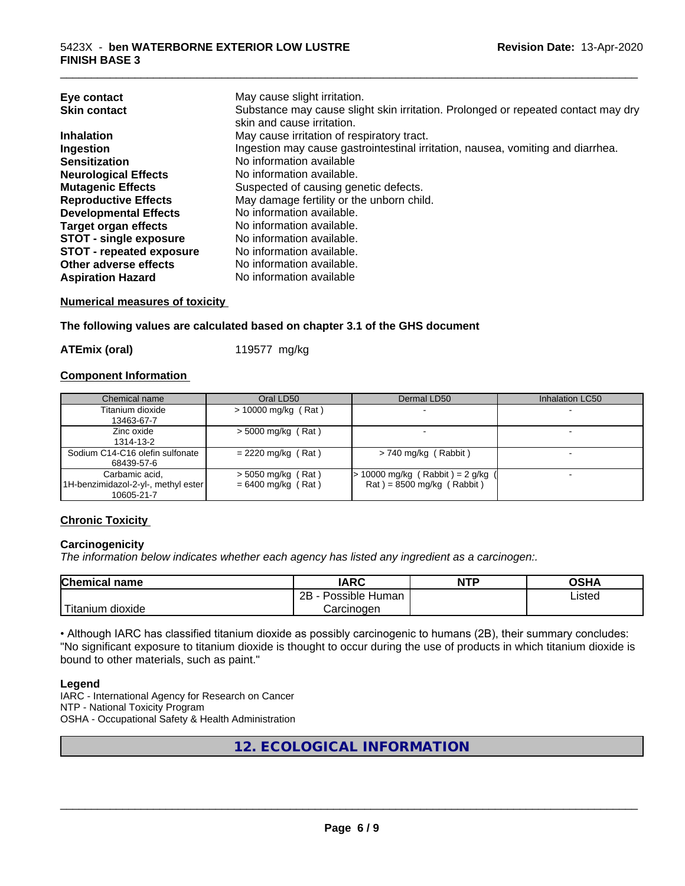| | |
|---|---|
| **Eye contact** | May cause slight irritation. |
| **Skin contact** | Substance may cause slight skin irritation. Prolonged or repeated contact may dry skin and cause irritation. |
| **Inhalation** | May cause irritation of respiratory tract. |
| **Ingestion** | Ingestion may cause gastrointestinal irritation, nausea, vomiting and diarrhea. |
| **Sensitization** | No information available |
| **Neurological Effects** | No information available. |
| **Mutagenic Effects** | Suspected of causing genetic defects. |
| **Reproductive Effects** | May damage fertility or the unborn child. |
| **Developmental Effects** | No information available. |
| **Target organ effects** | No information available. |
| **STOT - single exposure** | No information available. |
| **STOT - repeated exposure** | No information available. |
| **Other adverse effects** | No information available. |
| **Aspiration Hazard** | No information available |

**Numerical measures of toxicity**

**The following values are calculated based on chapter 3.1 of the GHS document**

**ATEmix (oral)** 119577 mg/kg

**Component Information**

| Chemical name | Oral LD50 | Dermal LD50 | Inhalation LC50 |
|---|---|---|---|
| Titanium dioxide 13463-67-7 | > 10000 mg/kg ( Rat ) | - | - |
| Zinc oxide 1314-13-2 | > 5000 mg/kg ( Rat ) | - | - |
| Sodium C14-C16 olefin sulfonate 68439-57-6 | = 2220 mg/kg ( Rat ) | > 740 mg/kg ( Rabbit ) | - |
| Carbamic acid, 1H-benzimidazol-2-yl-, methyl ester 10605-21-7 | > 5050 mg/kg ( Rat ) = 6400 mg/kg ( Rat ) | > 10000 mg/kg ( Rabbit ) = 2 g/kg ( Rat ) = 8500 mg/kg ( Rabbit ) | - |

**Chronic Toxicity**

**Carcinogenicity**

*The information below indicates whether each agency has listed any ingredient as a carcinogen:.*

| Chemical name | IARC | NTP | OSHA |
|---|---|---|---|
| Titanium dioxide | 2B - Possible Human Carcinogen | | Listed |

• Although IARC has classified titanium dioxide as possibly carcinogenic to humans (2B), their summary concludes: "No significant exposure to titanium dioxide is thought to occur during the use of products in which titanium dioxide is bound to other materials, such as paint."

**Legend**

IARC - International Agency for Research on Cancer
NTP - National Toxicity Program
OSHA - Occupational Safety & Health Administration

## 12. ECOLOGICAL INFORMATION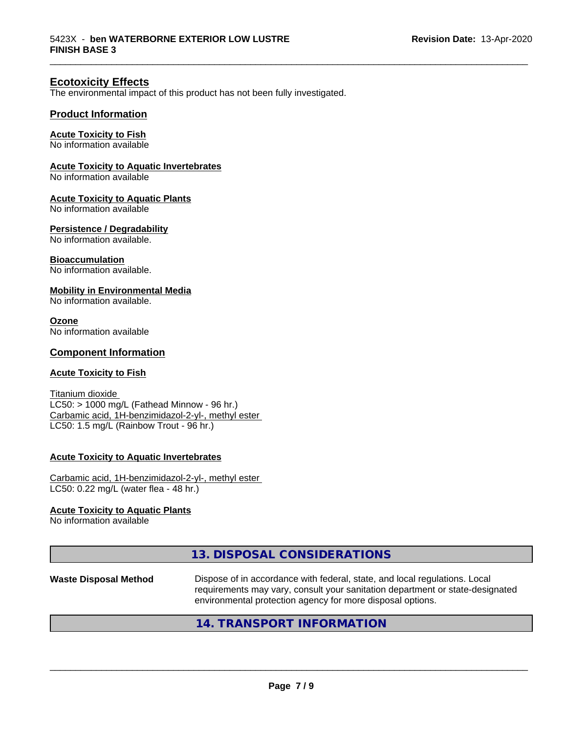## Ecotoxicity Effects

The environmental impact of this product has not been fully investigated.

### Product Information

**Acute Toxicity to Fish**
No information available

**Acute Toxicity to Aquatic Invertebrates**
No information available

**Acute Toxicity to Aquatic Plants**
No information available

**Persistence / Degradability**
No information available.

**Bioaccumulation**
No information available.

**Mobility in Environmental Media**
No information available.

**Ozone**
No information available

### Component Information

**Acute Toxicity to Fish**

Titanium dioxide
LC50: > 1000 mg/L (Fathead Minnow - 96 hr.)
Carbamic acid, 1H-benzimidazol-2-yl-, methyl ester
LC50: 1.5 mg/L (Rainbow Trout - 96 hr.)

**Acute Toxicity to Aquatic Invertebrates**

Carbamic acid, 1H-benzimidazol-2-yl-, methyl ester
LC50: 0.22 mg/L (water flea - 48 hr.)

**Acute Toxicity to Aquatic Plants**
No information available

## 13. DISPOSAL CONSIDERATIONS

**Waste Disposal Method** Dispose of in accordance with federal, state, and local regulations. Local requirements may vary, consult your sanitation department or state-designated environmental protection agency for more disposal options.

## 14. TRANSPORT INFORMATION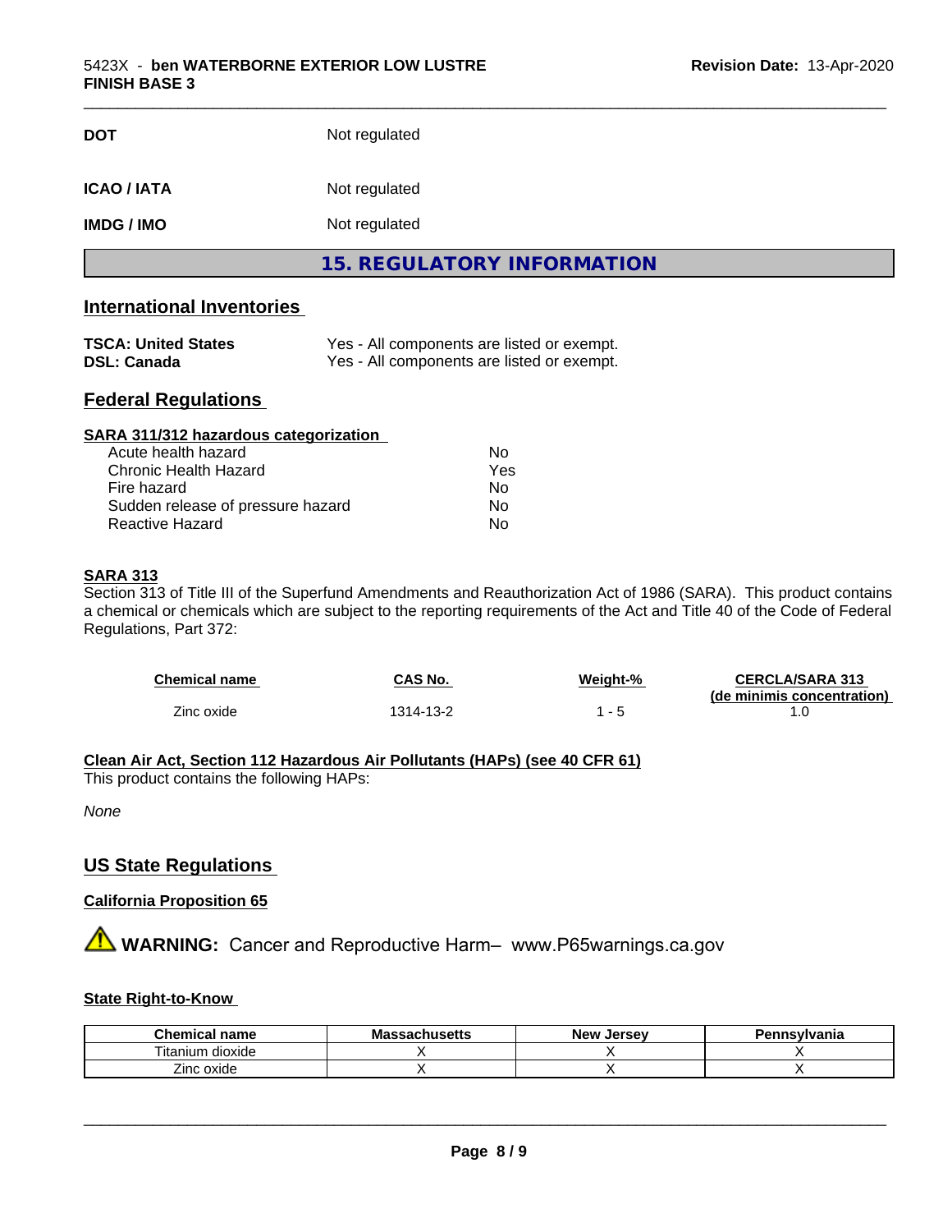| | |
|---|---|
| **DOT** | Not regulated |
| **ICAO / IATA** | Not regulated |
| **IMDG / IMO** | Not regulated |

## 15. REGULATORY INFORMATION

### International Inventories

| | |
|---|---|
| **TSCA: United States** | Yes - All components are listed or exempt. |
| **DSL: Canada** | Yes - All components are listed or exempt. |

### Federal Regulations

**SARA 311/312 hazardous categorization**

| | |
|---|---|
| Acute health hazard | No |
| Chronic Health Hazard | Yes |
| Fire hazard | No |
| Sudden release of pressure hazard | No |
| Reactive Hazard | No |

**SARA 313**

Section 313 of Title III of the Superfund Amendments and Reauthorization Act of 1986 (SARA). This product contains a chemical or chemicals which are subject to the reporting requirements of the Act and Title 40 of the Code of Federal Regulations, Part 372:

| Chemical name | CAS No. | Weight-% | CERCLA/SARA 313 (de minimis concentration) |
|---|---|---|---|
| Zinc oxide | 1314-13-2 | 1 - 5 | 1.0 |

**Clean Air Act, Section 112 Hazardous Air Pollutants (HAPs) (see 40 CFR 61)**

This product contains the following HAPs:

*None*

### US State Regulations

**California Proposition 65**

⚠ **WARNING:** Cancer and Reproductive Harm– www.P65warnings.ca.gov

**State Right-to-Know**

| Chemical name | Massachusetts | New Jersey | Pennsylvania |
|---|---|---|---|
| Titanium dioxide | X | X | X |
| Zinc oxide | X | X | X |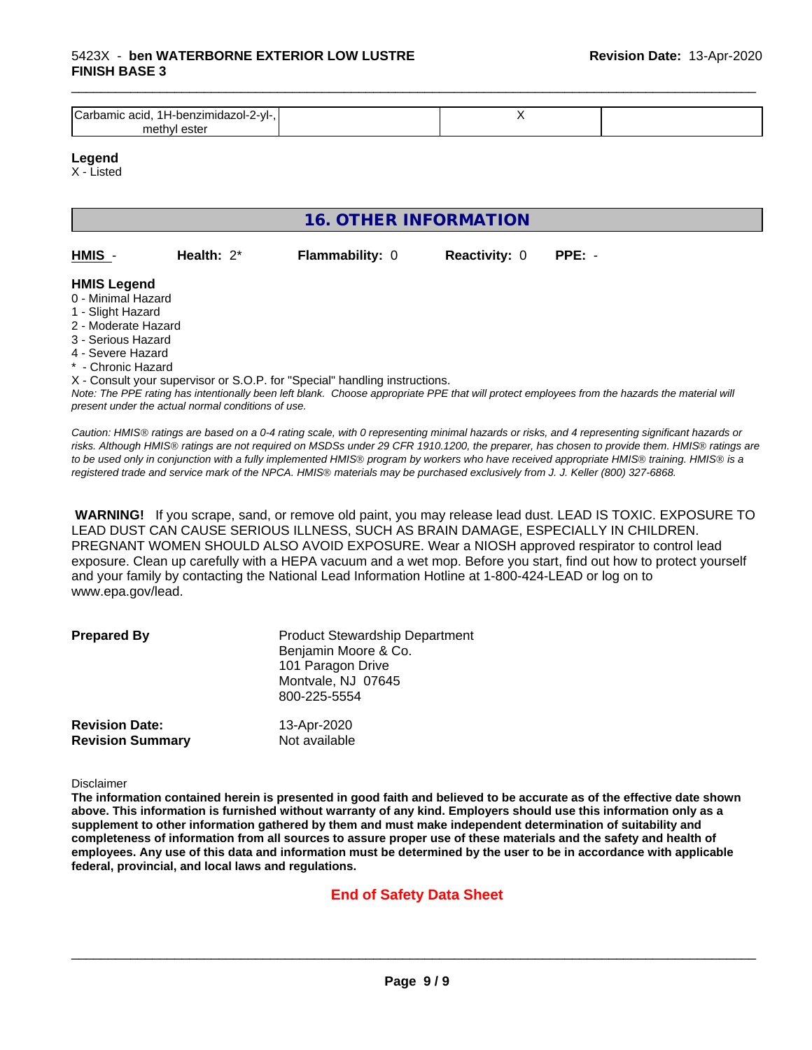| | | | |
|---|---|---|---|
| Carbamic acid, 1H-benzimidazol-2-yl-, methyl ester | | X | |

**Legend**
X - Listed

## 16. OTHER INFORMATION

**HMIS** - **Health:** 2* **Flammability:** 0 **Reactivity:** 0 **PPE:** -

**HMIS Legend**
0 - Minimal Hazard
1 - Slight Hazard
2 - Moderate Hazard
3 - Serious Hazard
4 - Severe Hazard
* - Chronic Hazard
X - Consult your supervisor or S.O.P. for "Special" handling instructions.
*Note: The PPE rating has intentionally been left blank. Choose appropriate PPE that will protect employees from the hazards the material will present under the actual normal conditions of use.*

*Caution: HMIS® ratings are based on a 0-4 rating scale, with 0 representing minimal hazards or risks, and 4 representing significant hazards or risks. Although HMIS® ratings are not required on MSDSs under 29 CFR 1910.1200, the preparer, has chosen to provide them. HMIS® ratings are to be used only in conjunction with a fully implemented HMIS® program by workers who have received appropriate HMIS® training. HMIS® is a registered trade and service mark of the NPCA. HMIS® materials may be purchased exclusively from J. J. Keller (800) 327-6868.*

**WARNING!** If you scrape, sand, or remove old paint, you may release lead dust. LEAD IS TOXIC. EXPOSURE TO LEAD DUST CAN CAUSE SERIOUS ILLNESS, SUCH AS BRAIN DAMAGE, ESPECIALLY IN CHILDREN. PREGNANT WOMEN SHOULD ALSO AVOID EXPOSURE. Wear a NIOSH approved respirator to control lead exposure. Clean up carefully with a HEPA vacuum and a wet mop. Before you start, find out how to protect yourself and your family by contacting the National Lead Information Hotline at 1-800-424-LEAD or log on to www.epa.gov/lead.

**Prepared By**
Product Stewardship Department
Benjamin Moore & Co.
101 Paragon Drive
Montvale, NJ 07645
800-225-5554

**Revision Date:** 13-Apr-2020
**Revision Summary** Not available

Disclaimer
**The information contained herein is presented in good faith and believed to be accurate as of the effective date shown above. This information is furnished without warranty of any kind. Employers should use this information only as a supplement to other information gathered by them and must make independent determination of suitability and completeness of information from all sources to assure proper use of these materials and the safety and health of employees. Any use of this data and information must be determined by the user to be in accordance with applicable federal, provincial, and local laws and regulations.**

**End of Safety Data Sheet**